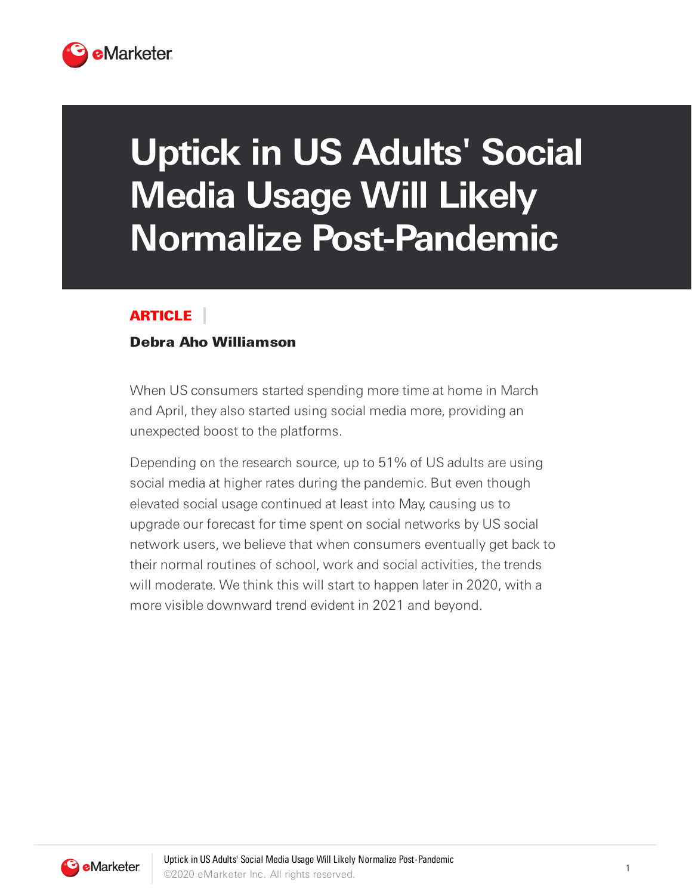# Uptick in US Adults' Social Media Usage Will Likely Normalize Post-Pandemic

**ARTICLE**

**Debra Aho Williamson**

When US consumers started spending more time at home in March and April, they also started using social media more, providing an unexpected boost to the platforms.

Depending on the research source, up to 51% of US adults are using social media at higher rates during the pandemic. But even though elevated social usage continued at least into May, causing us to upgrade our forecast for time spent on social networks by US social network users, we believe that when consumers eventually get back to their normal routines of school, work and social activities, the trends will moderate. We think this will start to happen later in 2020, with a more visible downward trend evident in 2021 and beyond.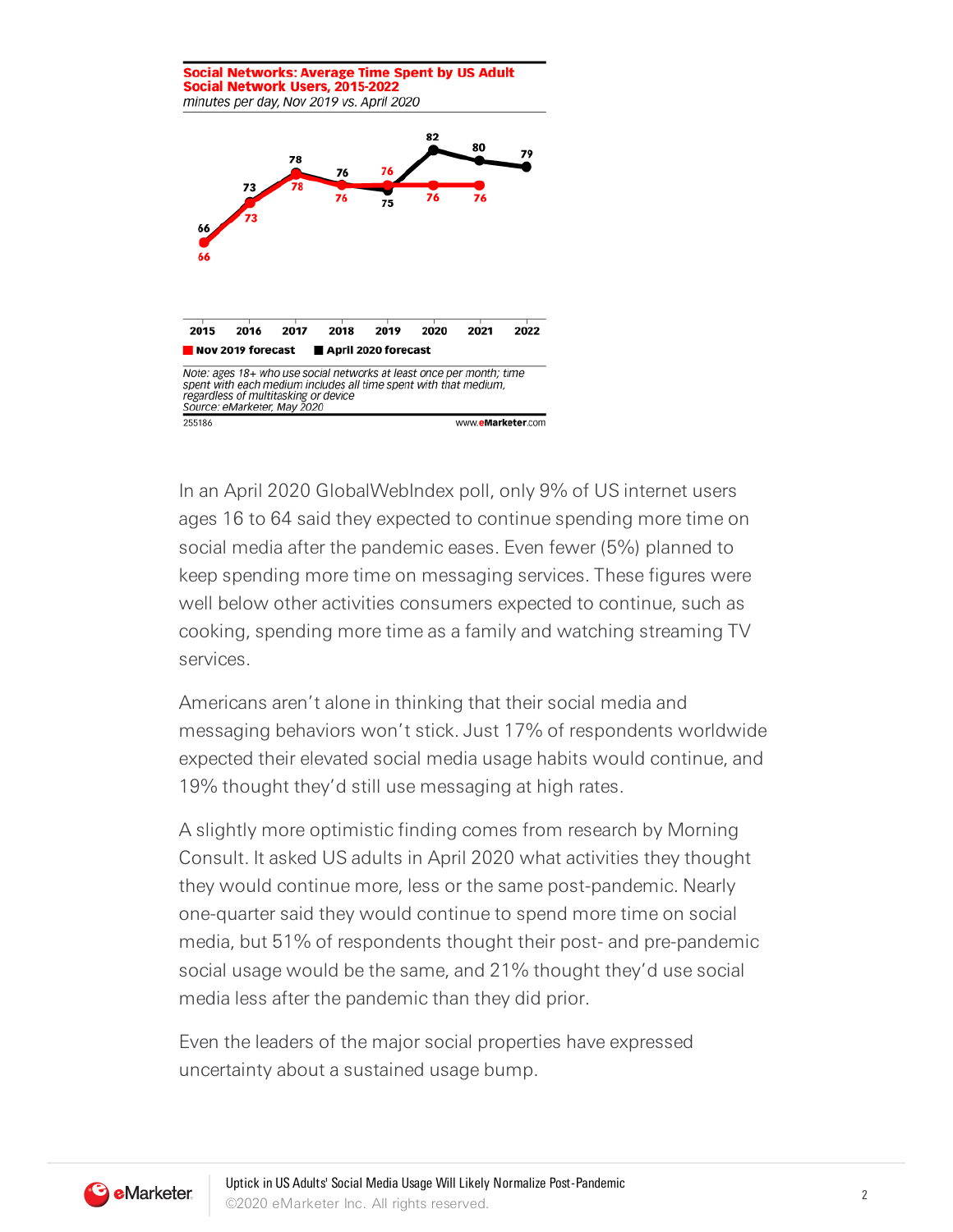**Social Networks: Average Time Spent by US Adult Social Network Users, 2015-2022**

*minutes per day, Nov 2019 vs. April 2020*

| | 2015 | 2016 | 2017 | 2018 | 2019 | 2020 | 2021 | 2022 |
|---|---|---|---|---|---|---|---|---|
| Nov 2019 forecast | 66 | 73 | 78 | 76 | 76 | 76 | 76 | |
| April 2020 forecast | 66 | 73 | 78 | 76 | 75 | 82 | 80 | 79 |

*Note: ages 18+ who use social networks at least once per month; time spent with each medium includes all time spent with that medium, regardless of multitasking or device*
*Source: eMarketer, May 2020*

255186 www.eMarketer.com

In an April 2020 GlobalWebIndex poll, only 9% of US internet users ages 16 to 64 said they expected to continue spending more time on social media after the pandemic eases. Even fewer (5%) planned to keep spending more time on messaging services. These figures were well below other activities consumers expected to continue, such as cooking, spending more time as a family and watching streaming TV services.

Americans aren't alone in thinking that their social media and messaging behaviors won't stick. Just 17% of respondents worldwide expected their elevated social media usage habits would continue, and 19% thought they'd still use messaging at high rates.

A slightly more optimistic finding comes from research by Morning Consult. It asked US adults in April 2020 what activities they thought they would continue more, less or the same post-pandemic. Nearly one-quarter said they would continue to spend more time on social media, but 51% of respondents thought their post- and pre-pandemic social usage would be the same, and 21% thought they'd use social media less after the pandemic than they did prior.

Even the leaders of the major social properties have expressed uncertainty about a sustained usage bump.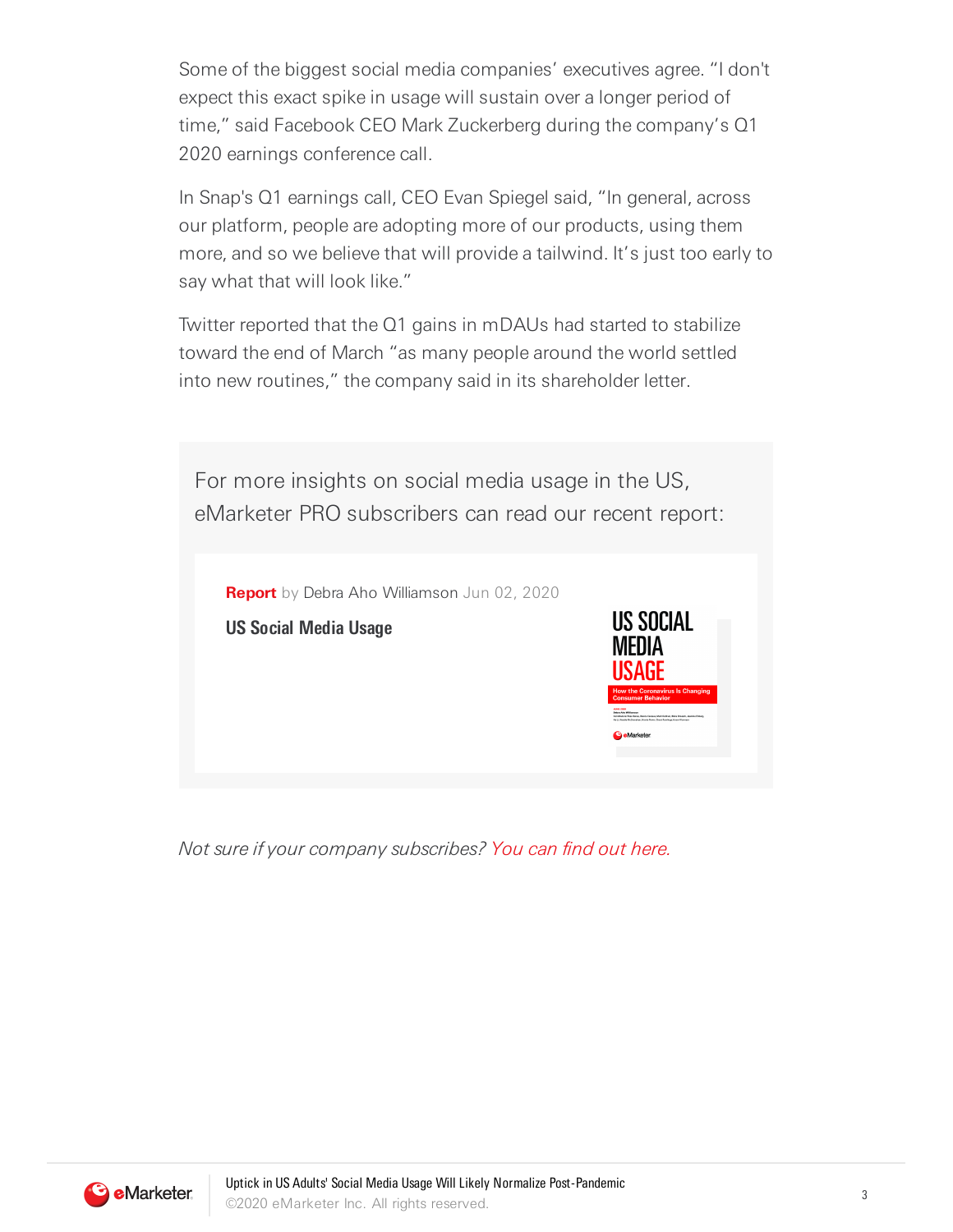Some of the biggest social media companies' executives agree. "I don't expect this exact spike in usage will sustain over a longer period of time," said Facebook CEO Mark Zuckerberg during the company's Q1 2020 earnings conference call.

In Snap's Q1 earnings call, CEO Evan Spiegel said, "In general, across our platform, people are adopting more of our products, using them more, and so we believe that will provide a tailwind. It's just too early to say what that will look like."

Twitter reported that the Q1 gains in mDAUs had started to stabilize toward the end of March "as many people around the world settled into new routines," the company said in its shareholder letter.

For more insights on social media usage in the US, eMarketer PRO subscribers can read our recent report:

**Report** by Debra Aho Williamson Jun 02, 2020

**US Social Media Usage**

US SOCIAL MEDIA USAGE

How the Coronavirus Is Changing Consumer Behavior

*Not sure if your company subscribes? You can find out here.*